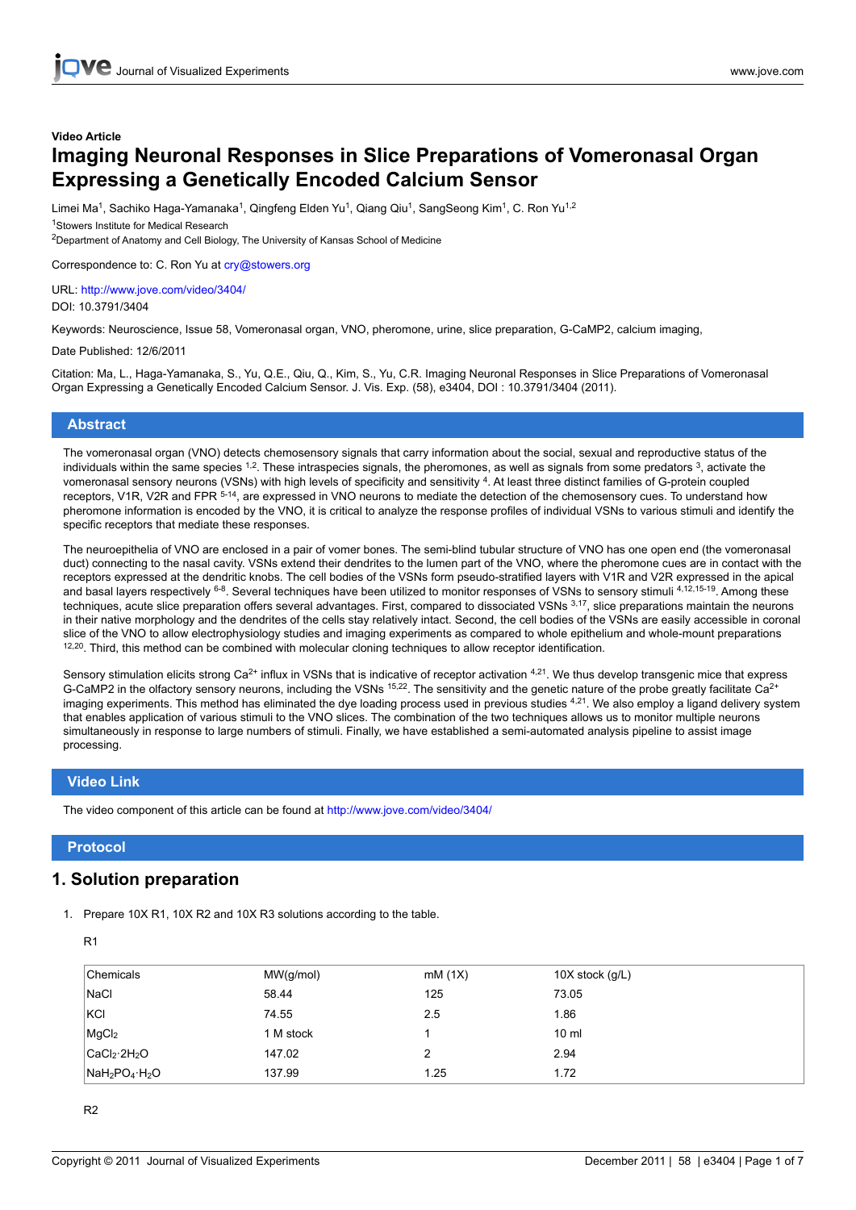Video Article

# Imaging Neuronal Responses in Slice Preparations of Vomeronasal Organ Expressing a Genetically Encoded Calcium Sensor

Limei Ma[1], Sachiko Haga-Yamanaka[1], Qingfeng Elden Yu[1], Qiang Qiu[1], SangSeong Kim[1], C. Ron Yu[1,2]

[1]Stowers Institute for Medical Research

[2]Department of Anatomy and Cell Biology, The University of Kansas School of Medicine

Correspondence to: C. Ron Yu at cry@stowers.org

URL: http://www.jove.com/video/3404/

DOI: 10.3791/3404

Keywords: Neuroscience, Issue 58, Vomeronasal organ, VNO, pheromone, urine, slice preparation, G-CaMP2, calcium imaging,

Date Published: 12/6/2011

Citation: Ma, L., Haga-Yamanaka, S., Yu, Q.E., Qiu, Q., Kim, S., Yu, C.R. Imaging Neuronal Responses in Slice Preparations of Vomeronasal Organ Expressing a Genetically Encoded Calcium Sensor. J. Vis. Exp. (58), e3404, DOI : 10.3791/3404 (2011).

## Abstract

The vomeronasal organ (VNO) detects chemosensory signals that carry information about the social, sexual and reproductive status of the individuals within the same species [1,2]. These intraspecies signals, the pheromones, as well as signals from some predators [3], activate the vomeronasal sensory neurons (VSNs) with high levels of specificity and sensitivity [4]. At least three distinct families of G-protein coupled receptors, V1R, V2R and FPR [5-14], are expressed in VNO neurons to mediate the detection of the chemosensory cues. To understand how pheromone information is encoded by the VNO, it is critical to analyze the response profiles of individual VSNs to various stimuli and identify the specific receptors that mediate these responses.

The neuroepithelia of VNO are enclosed in a pair of vomer bones. The semi-blind tubular structure of VNO has one open end (the vomeronasal duct) connecting to the nasal cavity. VSNs extend their dendrites to the lumen part of the VNO, where the pheromone cues are in contact with the receptors expressed at the dendritic knobs. The cell bodies of the VSNs form pseudo-stratified layers with V1R and V2R expressed in the apical and basal layers respectively [6-8]. Several techniques have been utilized to monitor responses of VSNs to sensory stimuli [4,12,15-19]. Among these techniques, acute slice preparation offers several advantages. First, compared to dissociated VSNs [3,17], slice preparations maintain the neurons in their native morphology and the dendrites of the cells stay relatively intact. Second, the cell bodies of the VSNs are easily accessible in coronal slice of the VNO to allow electrophysiology studies and imaging experiments as compared to whole epithelium and whole-mount preparations [12,20]. Third, this method can be combined with molecular cloning techniques to allow receptor identification.

Sensory stimulation elicits strong $Ca^{2+}$ influx in VSNs that is indicative of receptor activation [4,21]. We thus develop transgenic mice that express G-CaMP2 in the olfactory sensory neurons, including the VSNs [15,22]. The sensitivity and the genetic nature of the probe greatly facilitate $Ca^{2+}$ imaging experiments. This method has eliminated the dye loading process used in previous studies [4,21]. We also employ a ligand delivery system that enables application of various stimuli to the VNO slices. The combination of the two techniques allows us to monitor multiple neurons simultaneously in response to large numbers of stimuli. Finally, we have established a semi-automated analysis pipeline to assist image processing.

## Video Link

The video component of this article can be found at http://www.jove.com/video/3404/

## Protocol

## 1. Solution preparation

1. Prepare 10X R1, 10X R2 and 10X R3 solutions according to the table.

R1

| Chemicals | MW(g/mol) | mM (1X) | 10X stock (g/L) |
|---|---|---|---|
| NaCl | 58.44 | 125 | 73.05 |
| KCl | 74.55 | 2.5 | 1.86 |
| $MgCl_2$ | 1 M stock | 1 | 10 ml |
| $CaCl_2 \cdot 2H_2O$ | 147.02 | 2 | 2.94 |
| $NaH_2PO_4 \cdot H_2O$ | 137.99 | 1.25 | 1.72 |

R2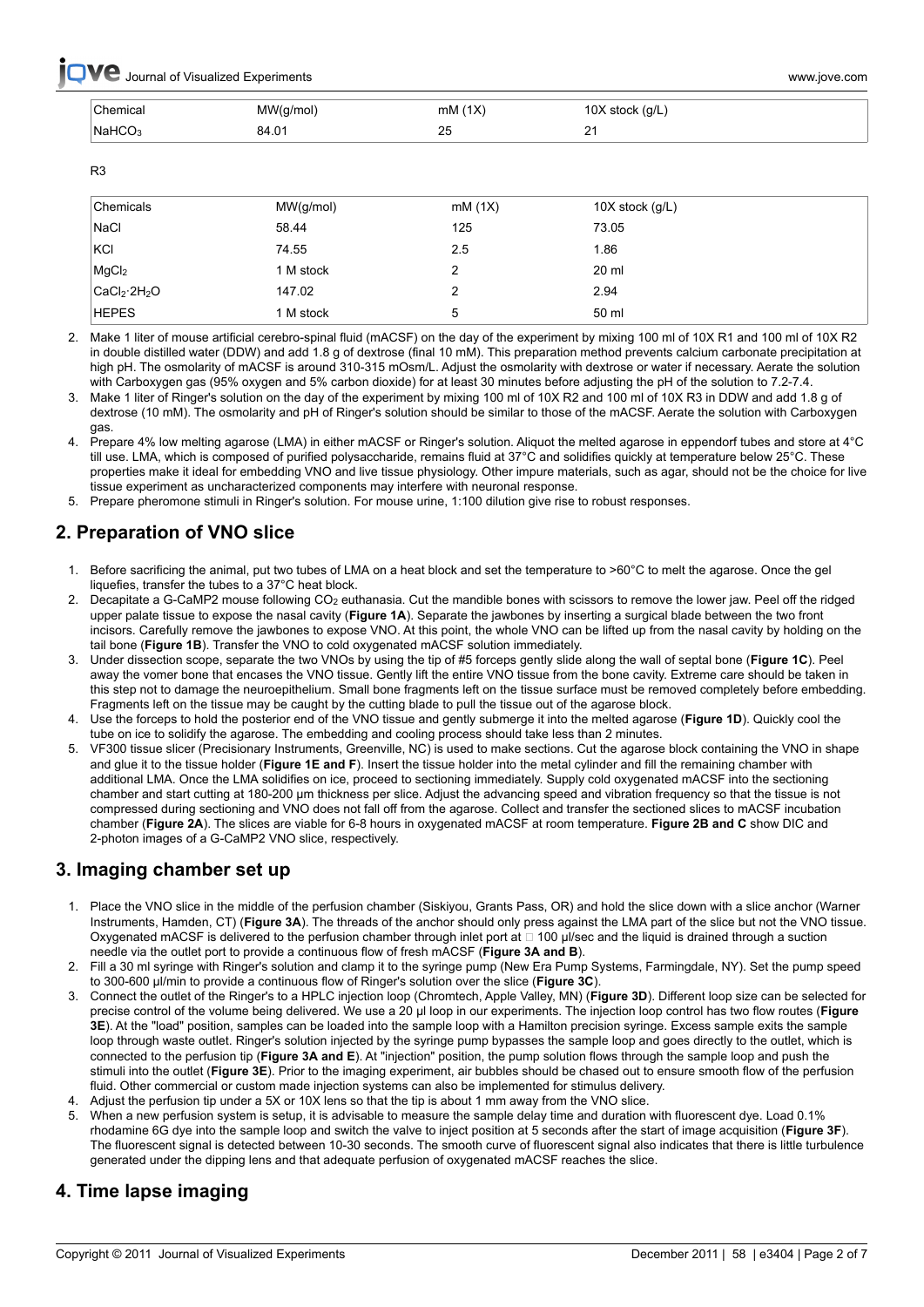| Chemical | MW(g/mol) | mM (1X) | 10X stock (g/L) |
|---|---|---|---|
| $NaHCO_3$ | 84.01 | 25 | 21 |

R3

| Chemicals | MW(g/mol) | mM (1X) | 10X stock (g/L) |
|---|---|---|---|
| NaCl | 58.44 | 125 | 73.05 |
| KCl | 74.55 | 2.5 | 1.86 |
| $MgCl_2$ | 1 M stock | 2 | 20 ml |
| $CaCl_2 \cdot 2H_2O$ | 147.02 | 2 | 2.94 |
| HEPES | 1 M stock | 5 | 50 ml |

2. Make 1 liter of mouse artificial cerebro-spinal fluid (mACSF) on the day of the experiment by mixing 100 ml of 10X R1 and 100 ml of 10X R2 in double distilled water (DDW) and add 1.8 g of dextrose (final 10 mM). This preparation method prevents calcium carbonate precipitation at high pH. The osmolarity of mACSF is around 310-315 mOsm/L. Adjust the osmolarity with dextrose or water if necessary. Aerate the solution with Carboxygen gas (95% oxygen and 5% carbon dioxide) for at least 30 minutes before adjusting the pH of the solution to 7.2-7.4.
3. Make 1 liter of Ringer's solution on the day of the experiment by mixing 100 ml of 10X R2 and 100 ml of 10X R3 in DDW and add 1.8 g of dextrose (10 mM). The osmolarity and pH of Ringer's solution should be similar to those of the mACSF. Aerate the solution with Carboxygen gas.
4. Prepare 4% low melting agarose (LMA) in either mACSF or Ringer's solution. Aliquot the melted agarose in eppendorf tubes and store at 4°C till use. LMA, which is composed of purified polysaccharide, remains fluid at 37°C and solidifies quickly at temperature below 25°C. These properties make it ideal for embedding VNO and live tissue physiology. Other impure materials, such as agar, should not be the choice for live tissue experiment as uncharacterized components may interfere with neuronal response.
5. Prepare pheromone stimuli in Ringer's solution. For mouse urine, 1:100 dilution give rise to robust responses.

## 2. Preparation of VNO slice

1. Before sacrificing the animal, put two tubes of LMA on a heat block and set the temperature to >60°C to melt the agarose. Once the gel liquefies, transfer the tubes to a 37°C heat block.
2. Decapitate a G-CaMP2 mouse following $CO_2$ euthanasia. Cut the mandible bones with scissors to remove the lower jaw. Peel off the ridged upper palate tissue to expose the nasal cavity (**Figure 1A**). Separate the jawbones by inserting a surgical blade between the two front incisors. Carefully remove the jawbones to expose VNO. At this point, the whole VNO can be lifted up from the nasal cavity by holding on the tail bone (**Figure 1B**). Transfer the VNO to cold oxygenated mACSF solution immediately.
3. Under dissection scope, separate the two VNOs by using the tip of #5 forceps gently slide along the wall of septal bone (**Figure 1C**). Peel away the vomer bone that encases the VNO tissue. Gently lift the entire VNO tissue from the bone cavity. Extreme care should be taken in this step not to damage the neuroepithelium. Small bone fragments left on the tissue surface must be removed completely before embedding. Fragments left on the tissue may be caught by the cutting blade to pull the tissue out of the agarose block.
4. Use the forceps to hold the posterior end of the VNO tissue and gently submerge it into the melted agarose (**Figure 1D**). Quickly cool the tube on ice to solidify the agarose. The embedding and cooling process should take less than 2 minutes.
5. VF300 tissue slicer (Precisionary Instruments, Greenville, NC) is used to make sections. Cut the agarose block containing the VNO in shape and glue it to the tissue holder (**Figure 1E and F**). Insert the tissue holder into the metal cylinder and fill the remaining chamber with additional LMA. Once the LMA solidifies on ice, proceed to sectioning immediately. Supply cold oxygenated mACSF into the sectioning chamber and start cutting at 180-200 µm thickness per slice. Adjust the advancing speed and vibration frequency so that the tissue is not compressed during sectioning and VNO does not fall off from the agarose. Collect and transfer the sectioned slices to mACSF incubation chamber (**Figure 2A**). The slices are viable for 6-8 hours in oxygenated mACSF at room temperature. **Figure 2B and C** show DIC and 2-photon images of a G-CaMP2 VNO slice, respectively.

## 3. Imaging chamber set up

1. Place the VNO slice in the middle of the perfusion chamber (Siskiyou, Grants Pass, OR) and hold the slice down with a slice anchor (Warner Instruments, Hamden, CT) (**Figure 3A**). The threads of the anchor should only press against the LMA part of the slice but not the VNO tissue. Oxygenated mACSF is delivered to the perfusion chamber through inlet port at □ 100 µl/sec and the liquid is drained through a suction needle via the outlet port to provide a continuous flow of fresh mACSF (**Figure 3A and B**).
2. Fill a 30 ml syringe with Ringer's solution and clamp it to the syringe pump (New Era Pump Systems, Farmingdale, NY). Set the pump speed to 300-600 µl/min to provide a continuous flow of Ringer's solution over the slice (**Figure 3C**).
3. Connect the outlet of the Ringer's to a HPLC injection loop (Chromtech, Apple Valley, MN) (**Figure 3D**). Different loop size can be selected for precise control of the volume being delivered. We use a 20 µl loop in our experiments. The injection loop control has two flow routes (**Figure 3E**). At the "load" position, samples can be loaded into the sample loop with a Hamilton precision syringe. Excess sample exits the sample loop through waste outlet. Ringer's solution injected by the syringe pump bypasses the sample loop and goes directly to the outlet, which is connected to the perfusion tip (**Figure 3A and E**). At "injection" position, the pump solution flows through the sample loop and push the stimuli into the outlet (**Figure 3E**). Prior to the imaging experiment, air bubbles should be chased out to ensure smooth flow of the perfusion fluid. Other commercial or custom made injection systems can also be implemented for stimulus delivery.
4. Adjust the perfusion tip under a 5X or 10X lens so that the tip is about 1 mm away from the VNO slice.
5. When a new perfusion system is setup, it is advisable to measure the sample delay time and duration with fluorescent dye. Load 0.1% rhodamine 6G dye into the sample loop and switch the valve to inject position at 5 seconds after the start of image acquisition (**Figure 3F**). The fluorescent signal is detected between 10-30 seconds. The smooth curve of fluorescent signal also indicates that there is little turbulence generated under the dipping lens and that adequate perfusion of oxygenated mACSF reaches the slice.

## 4. Time lapse imaging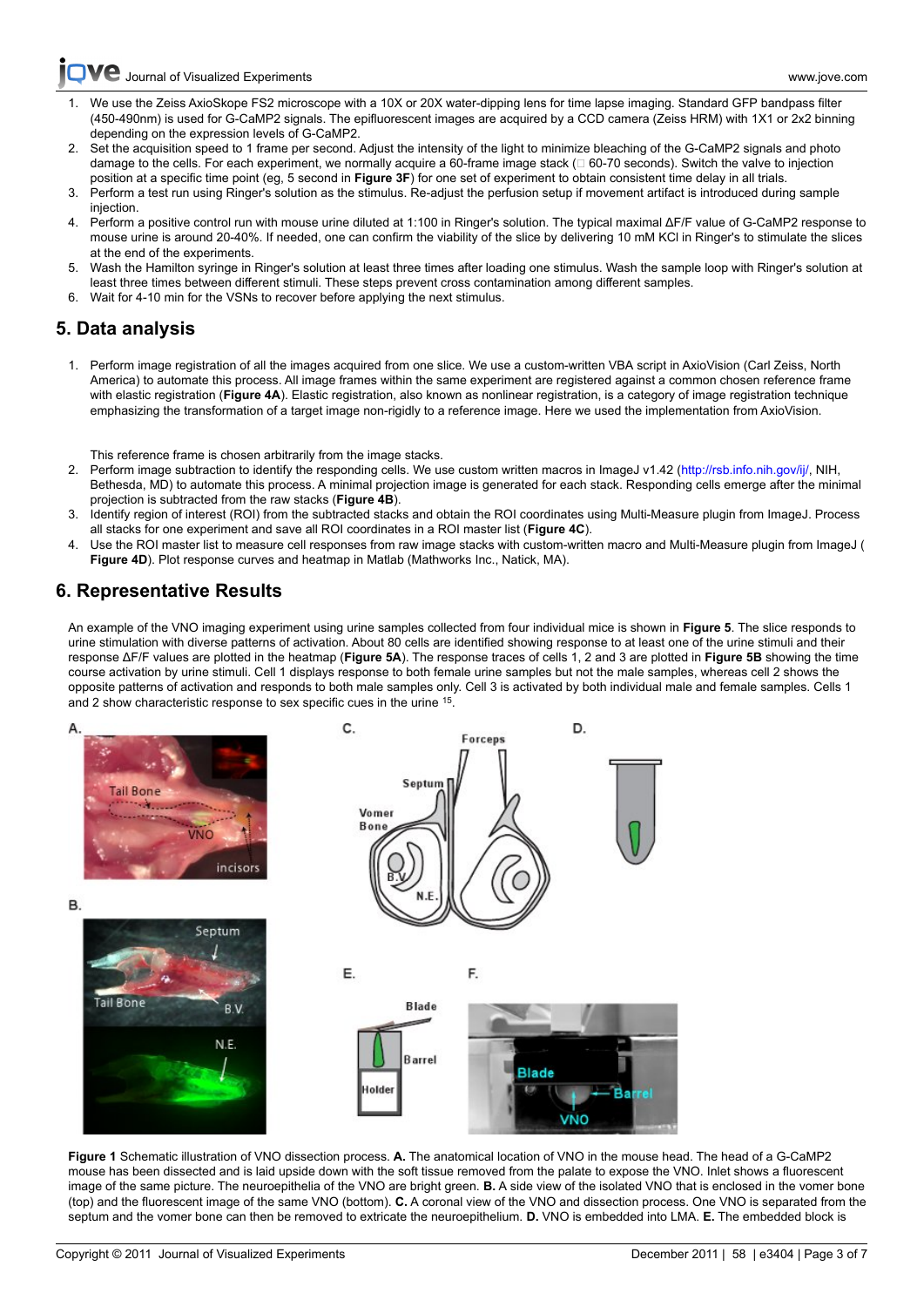1. We use the Zeiss AxioSkope FS2 microscope with a 10X or 20X water-dipping lens for time lapse imaging. Standard GFP bandpass filter (450-490nm) is used for G-CaMP2 signals. The epifluorescent images are acquired by a CCD camera (Zeiss HRM) with 1X1 or 2x2 binning depending on the expression levels of G-CaMP2.
2. Set the acquisition speed to 1 frame per second. Adjust the intensity of the light to minimize bleaching of the G-CaMP2 signals and photo damage to the cells. For each experiment, we normally acquire a 60-frame image stack (□ 60-70 seconds). Switch the valve to injection position at a specific time point (eg, 5 second in **Figure 3F**) for one set of experiment to obtain consistent time delay in all trials.
3. Perform a test run using Ringer's solution as the stimulus. Re-adjust the perfusion setup if movement artifact is introduced during sample injection.
4. Perform a positive control run with mouse urine diluted at 1:100 in Ringer's solution. The typical maximal ΔF/F value of G-CaMP2 response to mouse urine is around 20-40%. If needed, one can confirm the viability of the slice by delivering 10 mM KCl in Ringer's to stimulate the slices at the end of the experiments.
5. Wash the Hamilton syringe in Ringer's solution at least three times after loading one stimulus. Wash the sample loop with Ringer's solution at least three times between different stimuli. These steps prevent cross contamination among different samples.
6. Wait for 4-10 min for the VSNs to recover before applying the next stimulus.

## 5. Data analysis

1. Perform image registration of all the images acquired from one slice. We use a custom-written VBA script in AxioVision (Carl Zeiss, North America) to automate this process. All image frames within the same experiment are registered against a common chosen reference frame with elastic registration (**Figure 4A**). Elastic registration, also known as nonlinear registration, is a category of image registration technique emphasizing the transformation of a target image non-rigidly to a reference image. Here we used the implementation from AxioVision.

   This reference frame is chosen arbitrarily from the image stacks.
2. Perform image subtraction to identify the responding cells. We use custom written macros in ImageJ v1.42 (http://rsb.info.nih.gov/ij/, NIH, Bethesda, MD) to automate this process. A minimal projection image is generated for each stack. Responding cells emerge after the minimal projection is subtracted from the raw stacks (**Figure 4B**).
3. Identify region of interest (ROI) from the subtracted stacks and obtain the ROI coordinates using Multi-Measure plugin from ImageJ. Process all stacks for one experiment and save all ROI coordinates in a ROI master list (**Figure 4C**).
4. Use the ROI master list to measure cell responses from raw image stacks with custom-written macro and Multi-Measure plugin from ImageJ (**Figure 4D**). Plot response curves and heatmap in Matlab (Mathworks Inc., Natick, MA).

## 6. Representative Results

An example of the VNO imaging experiment using urine samples collected from four individual mice is shown in **Figure 5**. The slice responds to urine stimulation with diverse patterns of activation. About 80 cells are identified showing response to at least one of the urine stimuli and their response ΔF/F values are plotted in the heatmap (**Figure 5A**). The response traces of cells 1, 2 and 3 are plotted in **Figure 5B** showing the time course activation by urine stimuli. Cell 1 displays response to both female urine samples but not the male samples, whereas cell 2 shows the opposite patterns of activation and responds to both male samples only. Cell 3 is activated by both individual male and female samples. Cells 1 and 2 show characteristic response to sex specific cues in the urine [15].

**Figure 1** Schematic illustration of VNO dissection process. **A.** The anatomical location of VNO in the mouse head. The head of a G-CaMP2 mouse has been dissected and is laid upside down with the soft tissue removed from the palate to expose the VNO. Inlet shows a fluorescent image of the same picture. The neuroepithelia of the VNO are bright green. **B.** A side view of the isolated VNO that is enclosed in the vomer bone (top) and the fluorescent image of the same VNO (bottom). **C.** A coronal view of the VNO and dissection process. One VNO is separated from the septum and the vomer bone can then be removed to extricate the neuroepithelium. **D.** VNO is embedded into LMA. **E.** The embedded block is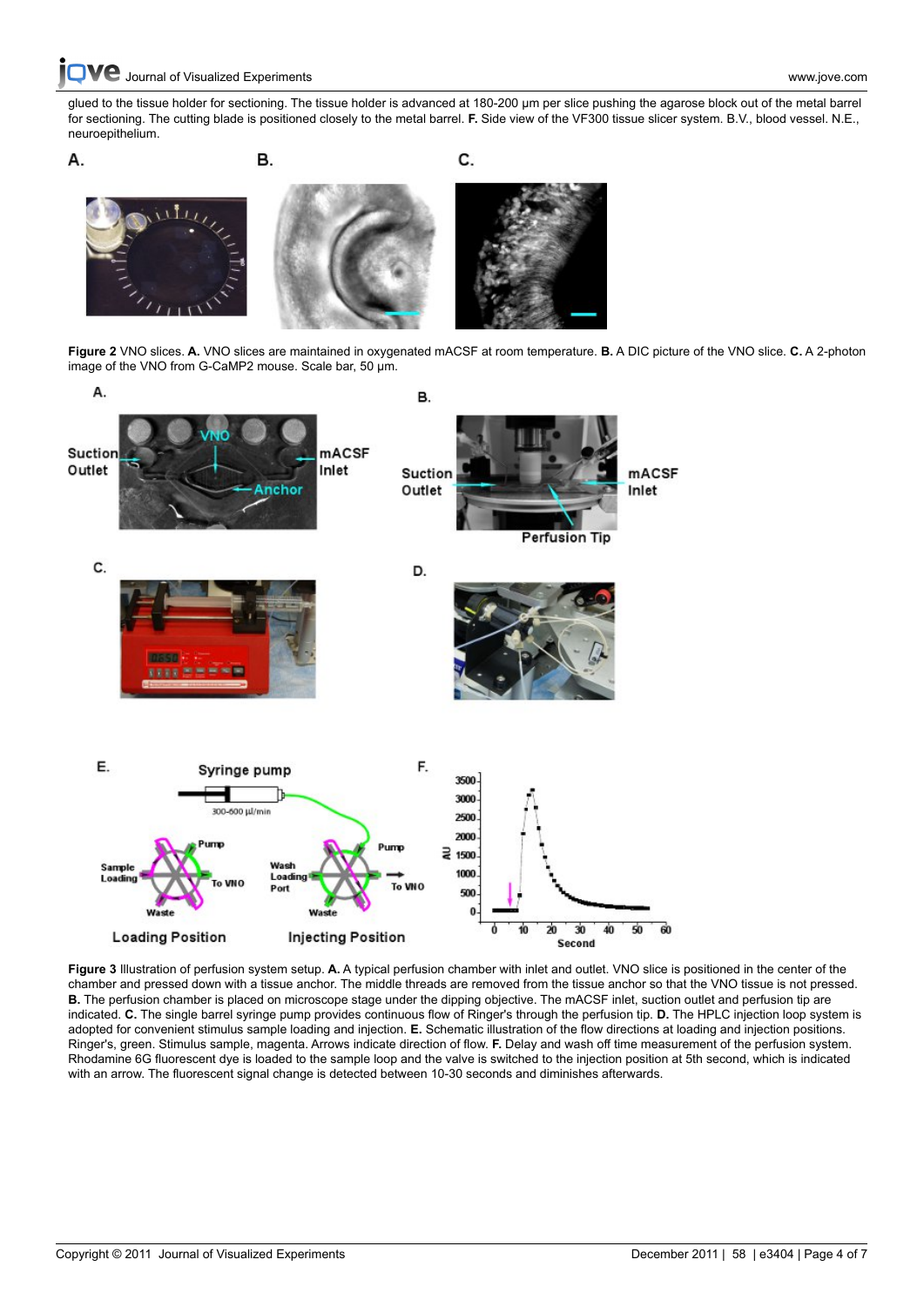glued to the tissue holder for sectioning. The tissue holder is advanced at 180-200 µm per slice pushing the agarose block out of the metal barrel for sectioning. The cutting blade is positioned closely to the metal barrel. **F.** Side view of the VF300 tissue slicer system. B.V., blood vessel. N.E., neuroepithelium.

**Figure 2** VNO slices. **A.** VNO slices are maintained in oxygenated mACSF at room temperature. **B.** A DIC picture of the VNO slice. **C.** A 2-photon image of the VNO from G-CaMP2 mouse. Scale bar, 50 µm.

**Figure 3** Illustration of perfusion system setup. **A.** A typical perfusion chamber with inlet and outlet. VNO slice is positioned in the center of the chamber and pressed down with a tissue anchor. The middle threads are removed from the tissue anchor so that the VNO tissue is not pressed. **B.** The perfusion chamber is placed on microscope stage under the dipping objective. The mACSF inlet, suction outlet and perfusion tip are indicated. **C.** The single barrel syringe pump provides continuous flow of Ringer's through the perfusion tip. **D.** The HPLC injection loop system is adopted for convenient stimulus sample loading and injection. **E.** Schematic illustration of the flow directions at loading and injection positions. Ringer's, green. Stimulus sample, magenta. Arrows indicate direction of flow. **F.** Delay and wash off time measurement of the perfusion system. Rhodamine 6G fluorescent dye is loaded to the sample loop and the valve is switched to the injection position at 5th second, which is indicated with an arrow. The fluorescent signal change is detected between 10-30 seconds and diminishes afterwards.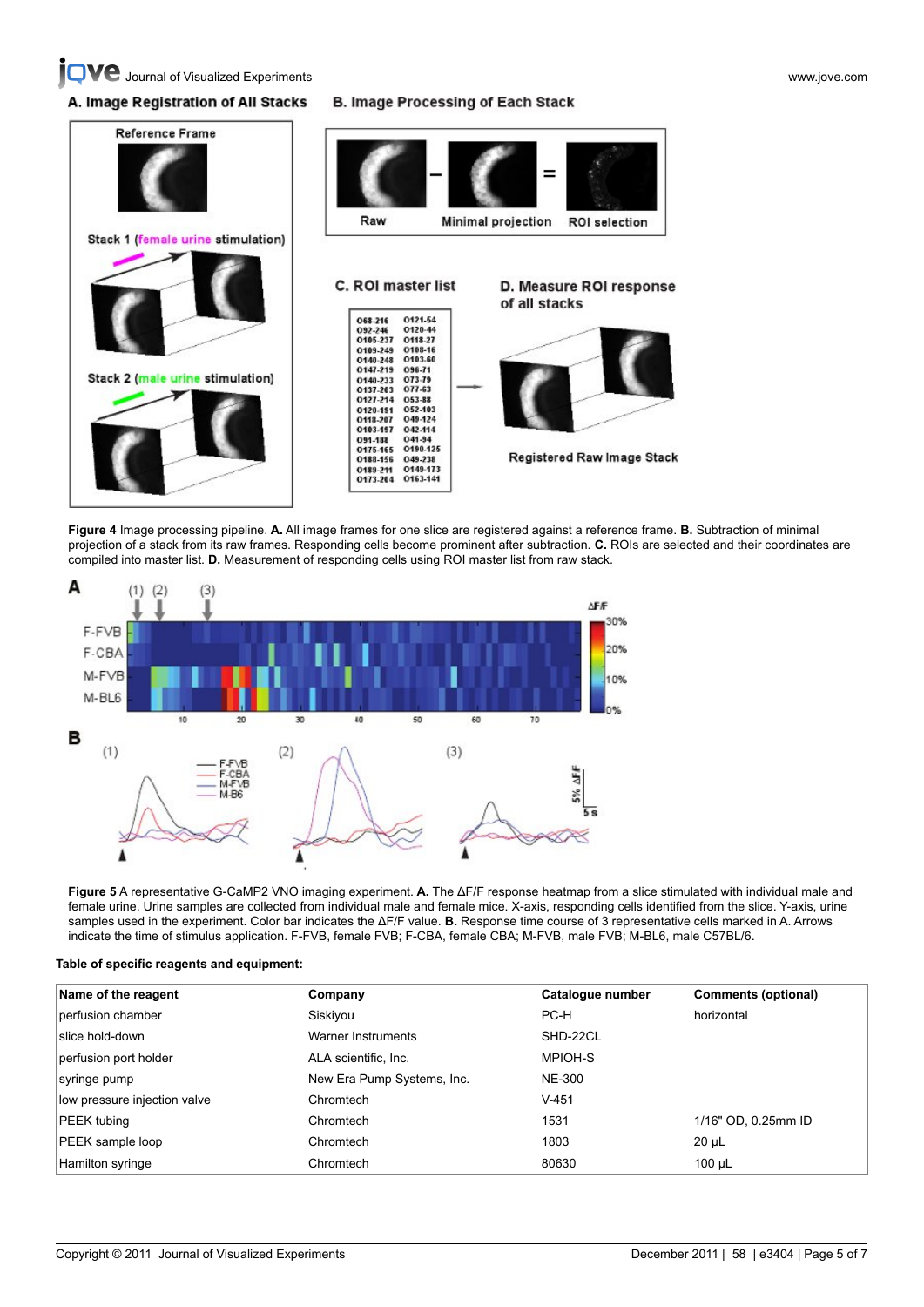**Figure 4** Image processing pipeline. **A.** All image frames for one slice are registered against a reference frame. **B.** Subtraction of minimal projection of a stack from its raw frames. Responding cells become prominent after subtraction. **C.** ROIs are selected and their coordinates are compiled into master list. **D.** Measurement of responding cells using ROI master list from raw stack.

**Figure 5** A representative G-CaMP2 VNO imaging experiment. **A.** The ΔF/F response heatmap from a slice stimulated with individual male and female urine. Urine samples are collected from individual male and female mice. X-axis, responding cells identified from the slice. Y-axis, urine samples used in the experiment. Color bar indicates the ΔF/F value. **B.** Response time course of 3 representative cells marked in A. Arrows indicate the time of stimulus application. F-FVB, female FVB; F-CBA, female CBA; M-FVB, male FVB; M-BL6, male C57BL/6.

**Table of specific reagents and equipment:**

| Name of the reagent | Company | Catalogue number | Comments (optional) |
| --- | --- | --- | --- |
| perfusion chamber | Siskiyou | PC-H | horizontal |
| slice hold-down | Warner Instruments | SHD-22CL | |
| perfusion port holder | ALA scientific, Inc. | MPIOH-S | |
| syringe pump | New Era Pump Systems, Inc. | NE-300 | |
| low pressure injection valve | Chromtech | V-451 | |
| PEEK tubing | Chromtech | 1531 | 1/16" OD, 0.25mm ID |
| PEEK sample loop | Chromtech | 1803 | 20 µL |
| Hamilton syringe | Chromtech | 80630 | 100 µL |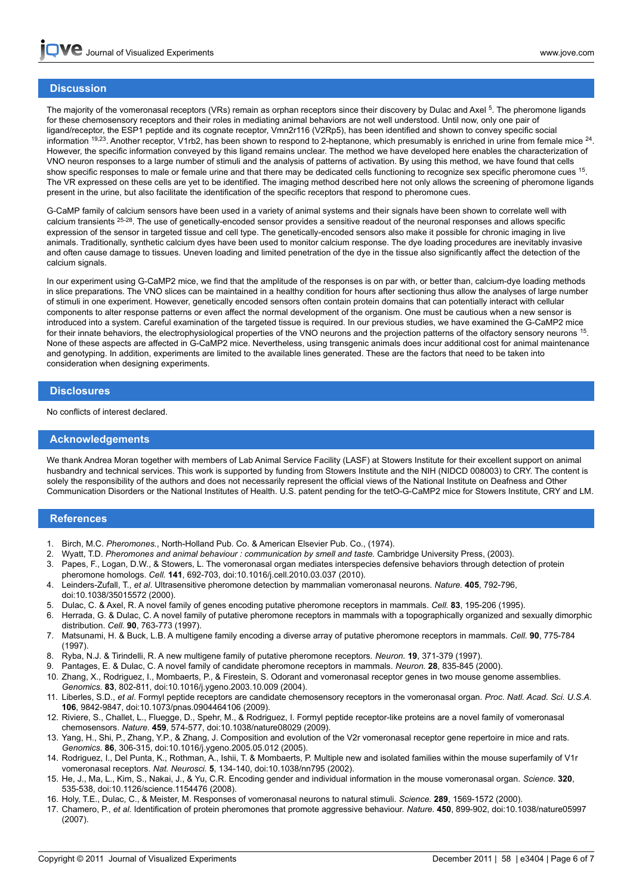## Discussion

The majority of the vomeronasal receptors (VRs) remain as orphan receptors since their discovery by Dulac and Axel [5]. The pheromone ligands for these chemosensory receptors and their roles in mediating animal behaviors are not well understood. Until now, only one pair of ligand/receptor, the ESP1 peptide and its cognate receptor, Vmn2r116 (V2Rp5), has been identified and shown to convey specific social information [19,23]. Another receptor, V1rb2, has been shown to respond to 2-heptanone, which presumably is enriched in urine from female mice [24]. However, the specific information conveyed by this ligand remains unclear. The method we have developed here enables the characterization of VNO neuron responses to a large number of stimuli and the analysis of patterns of activation. By using this method, we have found that cells show specific responses to male or female urine and that there may be dedicated cells functioning to recognize sex specific pheromone cues [15]. The VR expressed on these cells are yet to be identified. The imaging method described here not only allows the screening of pheromone ligands present in the urine, but also facilitate the identification of the specific receptors that respond to pheromone cues.

G-CaMP family of calcium sensors have been used in a variety of animal systems and their signals have been shown to correlate well with calcium transients [25-28]. The use of genetically-encoded sensor provides a sensitive readout of the neuronal responses and allows specific expression of the sensor in targeted tissue and cell type. The genetically-encoded sensors also make it possible for chronic imaging in live animals. Traditionally, synthetic calcium dyes have been used to monitor calcium response. The dye loading procedures are inevitably invasive and often cause damage to tissues. Uneven loading and limited penetration of the dye in the tissue also significantly affect the detection of the calcium signals.

In our experiment using G-CaMP2 mice, we find that the amplitude of the responses is on par with, or better than, calcium-dye loading methods in slice preparations. The VNO slices can be maintained in a healthy condition for hours after sectioning thus allow the analyses of large number of stimuli in one experiment. However, genetically encoded sensors often contain protein domains that can potentially interact with cellular components to alter response patterns or even affect the normal development of the organism. One must be cautious when a new sensor is introduced into a system. Careful examination of the targeted tissue is required. In our previous studies, we have examined the G-CaMP2 mice for their innate behaviors, the electrophysiological properties of the VNO neurons and the projection patterns of the olfactory sensory neurons [15]. None of these aspects are affected in G-CaMP2 mice. Nevertheless, using transgenic animals does incur additional cost for animal maintenance and genotyping. In addition, experiments are limited to the available lines generated. These are the factors that need to be taken into consideration when designing experiments.

## Disclosures

No conflicts of interest declared.

## Acknowledgements

We thank Andrea Moran together with members of Lab Animal Service Facility (LASF) at Stowers Institute for their excellent support on animal husbandry and technical services. This work is supported by funding from Stowers Institute and the NIH (NIDCD 008003) to CRY. The content is solely the responsibility of the authors and does not necessarily represent the official views of the National Institute on Deafness and Other Communication Disorders or the National Institutes of Health. U.S. patent pending for the tetO-G-CaMP2 mice for Stowers Institute, CRY and LM.

## References

1. Birch, M.C. *Pheromones.*, North-Holland Pub. Co. & American Elsevier Pub. Co., (1974).
2. Wyatt, T.D. *Pheromones and animal behaviour : communication by smell and taste.* Cambridge University Press, (2003).
3. Papes, F., Logan, D.W., & Stowers, L. The vomeronasal organ mediates interspecies defensive behaviors through detection of protein pheromone homologs. *Cell.* **141**, 692-703, doi:10.1016/j.cell.2010.03.037 (2010).
4. Leinders-Zufall, T., *et al*. Ultrasensitive pheromone detection by mammalian vomeronasal neurons. *Nature.* **405**, 792-796, doi:10.1038/35015572 (2000).
5. Dulac, C. & Axel, R. A novel family of genes encoding putative pheromone receptors in mammals. *Cell.* **83**, 195-206 (1995).
6. Herrada, G. & Dulac, C. A novel family of putative pheromone receptors in mammals with a topographically organized and sexually dimorphic distribution. *Cell.* **90**, 763-773 (1997).
7. Matsunami, H. & Buck, L.B. A multigene family encoding a diverse array of putative pheromone receptors in mammals. *Cell.* **90**, 775-784 (1997).
8. Ryba, N.J. & Tirindelli, R. A new multigene family of putative pheromone receptors. *Neuron.* **19**, 371-379 (1997).
9. Pantages, E. & Dulac, C. A novel family of candidate pheromone receptors in mammals. *Neuron.* **28**, 835-845 (2000).
10. Zhang, X., Rodriguez, I., Mombaerts, P., & Firestein, S. Odorant and vomeronasal receptor genes in two mouse genome assemblies. *Genomics.* **83**, 802-811, doi:10.1016/j.ygeno.2003.10.009 (2004).
11. Liberles, S.D., *et al*. Formyl peptide receptors are candidate chemosensory receptors in the vomeronasal organ. *Proc. Natl. Acad. Sci. U.S.A.* **106**, 9842-9847, doi:10.1073/pnas.0904464106 (2009).
12. Riviere, S., Challet, L., Fluegge, D., Spehr, M., & Rodriguez, I. Formyl peptide receptor-like proteins are a novel family of vomeronasal chemosensors. *Nature.* **459**, 574-577, doi:10.1038/nature08029 (2009).
13. Yang, H., Shi, P., Zhang, Y.P., & Zhang, J. Composition and evolution of the V2r vomeronasal receptor gene repertoire in mice and rats. *Genomics.* **86**, 306-315, doi:10.1016/j.ygeno.2005.05.012 (2005).
14. Rodriguez, I., Del Punta, K., Rothman, A., Ishii, T. & Mombaerts, P. Multiple new and isolated families within the mouse superfamily of V1r vomeronasal receptors. *Nat. Neurosci.* **5**, 134-140, doi:10.1038/nn795 (2002).
15. He, J., Ma, L., Kim, S., Nakai, J., & Yu, C.R. Encoding gender and individual information in the mouse vomeronasal organ. *Science.* **320**, 535-538, doi:10.1126/science.1154476 (2008).
16. Holy, T.E., Dulac, C., & Meister, M. Responses of vomeronasal neurons to natural stimuli. *Science.* **289**, 1569-1572 (2000).
17. Chamero, P., *et al*. Identification of protein pheromones that promote aggressive behaviour. *Nature.* **450**, 899-902, doi:10.1038/nature05997 (2007).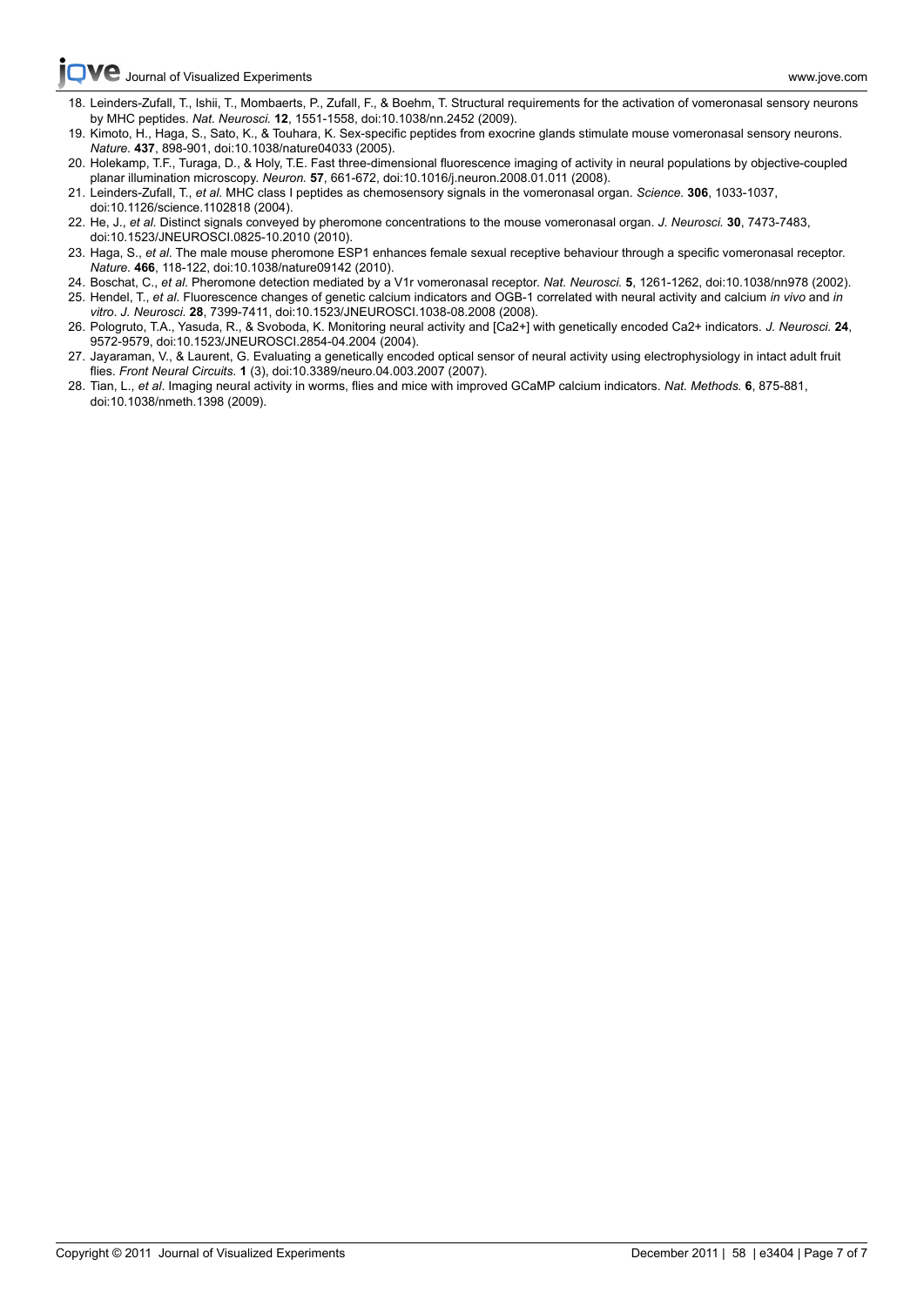18. Leinders-Zufall, T., Ishii, T., Mombaerts, P., Zufall, F., & Boehm, T. Structural requirements for the activation of vomeronasal sensory neurons by MHC peptides. *Nat. Neurosci.* **12**, 1551-1558, doi:10.1038/nn.2452 (2009).
19. Kimoto, H., Haga, S., Sato, K., & Touhara, K. Sex-specific peptides from exocrine glands stimulate mouse vomeronasal sensory neurons. *Nature.* **437**, 898-901, doi:10.1038/nature04033 (2005).
20. Holekamp, T.F., Turaga, D., & Holy, T.E. Fast three-dimensional fluorescence imaging of activity in neural populations by objective-coupled planar illumination microscopy. *Neuron.* **57**, 661-672, doi:10.1016/j.neuron.2008.01.011 (2008).
21. Leinders-Zufall, T., *et al.* MHC class I peptides as chemosensory signals in the vomeronasal organ. *Science.* **306**, 1033-1037, doi:10.1126/science.1102818 (2004).
22. He, J., *et al.* Distinct signals conveyed by pheromone concentrations to the mouse vomeronasal organ. *J. Neurosci.* **30**, 7473-7483, doi:10.1523/JNEUROSCI.0825-10.2010 (2010).
23. Haga, S., *et al.* The male mouse pheromone ESP1 enhances female sexual receptive behaviour through a specific vomeronasal receptor. *Nature.* **466**, 118-122, doi:10.1038/nature09142 (2010).
24. Boschat, C., *et al.* Pheromone detection mediated by a V1r vomeronasal receptor. *Nat. Neurosci.* **5**, 1261-1262, doi:10.1038/nn978 (2002).
25. Hendel, T., *et al.* Fluorescence changes of genetic calcium indicators and OGB-1 correlated with neural activity and calcium *in vivo* and *in vitro*. *J. Neurosci.* **28**, 7399-7411, doi:10.1523/JNEUROSCI.1038-08.2008 (2008).
26. Pologruto, T.A., Yasuda, R., & Svoboda, K. Monitoring neural activity and [Ca2+] with genetically encoded Ca2+ indicators. *J. Neurosci.* **24**, 9572-9579, doi:10.1523/JNEUROSCI.2854-04.2004 (2004).
27. Jayaraman, V., & Laurent, G. Evaluating a genetically encoded optical sensor of neural activity using electrophysiology in intact adult fruit flies. *Front Neural Circuits.* **1** (3), doi:10.3389/neuro.04.003.2007 (2007).
28. Tian, L., *et al.* Imaging neural activity in worms, flies and mice with improved GCaMP calcium indicators. *Nat. Methods.* **6**, 875-881, doi:10.1038/nmeth.1398 (2009).